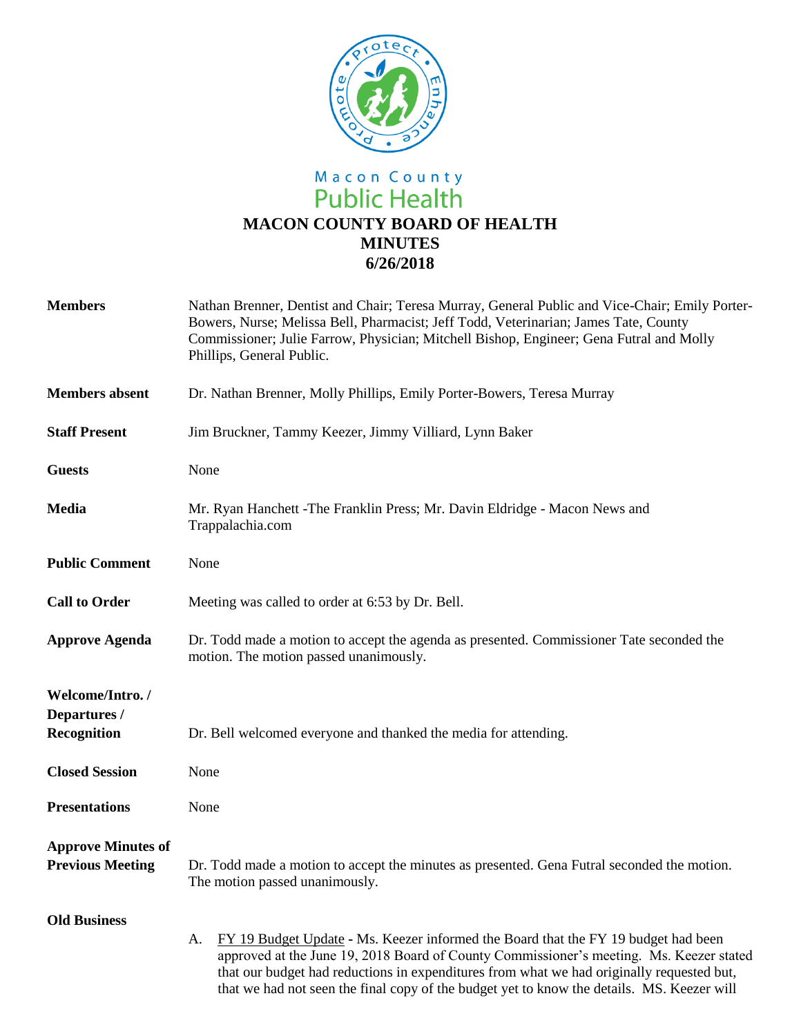Macon County
Public Health

# MACON COUNTY BOARD OF HEALTH
## MINUTES
## 6/26/2018

**Members** Nathan Brenner, Dentist and Chair; Teresa Murray, General Public and Vice-Chair; Emily Porter-Bowers, Nurse; Melissa Bell, Pharmacist; Jeff Todd, Veterinarian; James Tate, County Commissioner; Julie Farrow, Physician; Mitchell Bishop, Engineer; Gena Futral and Molly Phillips, General Public.

**Members absent** Dr. Nathan Brenner, Molly Phillips, Emily Porter-Bowers, Teresa Murray

**Staff Present** Jim Bruckner, Tammy Keezer, Jimmy Villiard, Lynn Baker

**Guests** None

**Media** Mr. Ryan Hanchett -The Franklin Press; Mr. Davin Eldridge - Macon News and Trappalachia.com

**Public Comment** None

**Call to Order** Meeting was called to order at 6:53 by Dr. Bell.

**Approve Agenda** Dr. Todd made a motion to accept the agenda as presented. Commissioner Tate seconded the motion. The motion passed unanimously.

**Welcome/Intro. / Departures / Recognition** Dr. Bell welcomed everyone and thanked the media for attending.

**Closed Session** None

**Presentations** None

**Approve Minutes of Previous Meeting** Dr. Todd made a motion to accept the minutes as presented. Gena Futral seconded the motion. The motion passed unanimously.

**Old Business**

A. FY 19 Budget Update - Ms. Keezer informed the Board that the FY 19 budget had been approved at the June 19, 2018 Board of County Commissioner's meeting. Ms. Keezer stated that our budget had reductions in expenditures from what we had originally requested but, that we had not seen the final copy of the budget yet to know the details. MS. Keezer will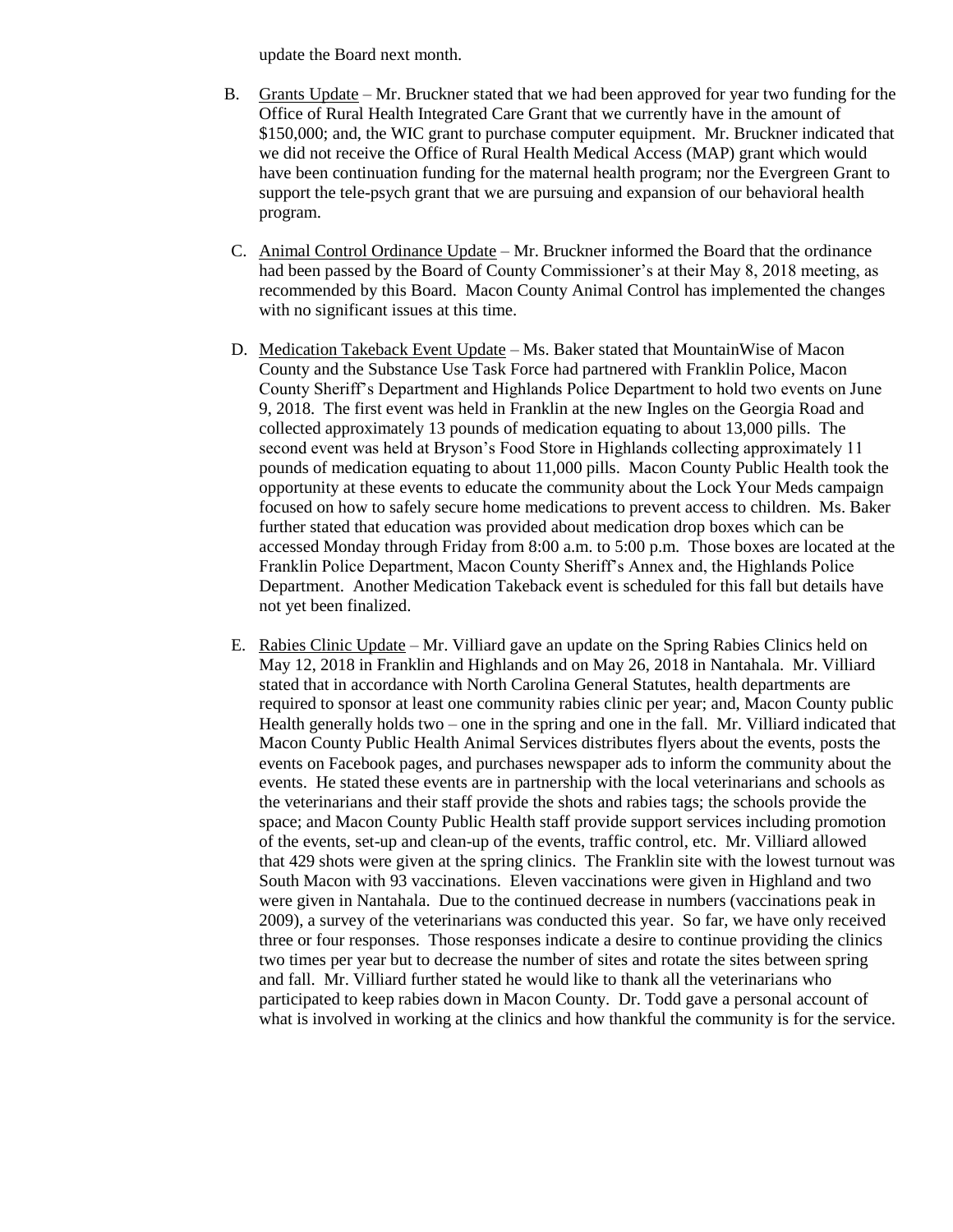update the Board next month.

B. Grants Update – Mr. Bruckner stated that we had been approved for year two funding for the Office of Rural Health Integrated Care Grant that we currently have in the amount of $150,000; and, the WIC grant to purchase computer equipment. Mr. Bruckner indicated that we did not receive the Office of Rural Health Medical Access (MAP) grant which would have been continuation funding for the maternal health program; nor the Evergreen Grant to support the tele-psych grant that we are pursuing and expansion of our behavioral health program.

C. Animal Control Ordinance Update – Mr. Bruckner informed the Board that the ordinance had been passed by the Board of County Commissioner's at their May 8, 2018 meeting, as recommended by this Board. Macon County Animal Control has implemented the changes with no significant issues at this time.

D. Medication Takeback Event Update – Ms. Baker stated that MountainWise of Macon County and the Substance Use Task Force had partnered with Franklin Police, Macon County Sheriff's Department and Highlands Police Department to hold two events on June 9, 2018. The first event was held in Franklin at the new Ingles on the Georgia Road and collected approximately 13 pounds of medication equating to about 13,000 pills. The second event was held at Bryson's Food Store in Highlands collecting approximately 11 pounds of medication equating to about 11,000 pills. Macon County Public Health took the opportunity at these events to educate the community about the Lock Your Meds campaign focused on how to safely secure home medications to prevent access to children. Ms. Baker further stated that education was provided about medication drop boxes which can be accessed Monday through Friday from 8:00 a.m. to 5:00 p.m. Those boxes are located at the Franklin Police Department, Macon County Sheriff's Annex and, the Highlands Police Department. Another Medication Takeback event is scheduled for this fall but details have not yet been finalized.

E. Rabies Clinic Update – Mr. Villiard gave an update on the Spring Rabies Clinics held on May 12, 2018 in Franklin and Highlands and on May 26, 2018 in Nantahala. Mr. Villiard stated that in accordance with North Carolina General Statutes, health departments are required to sponsor at least one community rabies clinic per year; and, Macon County public Health generally holds two – one in the spring and one in the fall. Mr. Villiard indicated that Macon County Public Health Animal Services distributes flyers about the events, posts the events on Facebook pages, and purchases newspaper ads to inform the community about the events. He stated these events are in partnership with the local veterinarians and schools as the veterinarians and their staff provide the shots and rabies tags; the schools provide the space; and Macon County Public Health staff provide support services including promotion of the events, set-up and clean-up of the events, traffic control, etc. Mr. Villiard allowed that 429 shots were given at the spring clinics. The Franklin site with the lowest turnout was South Macon with 93 vaccinations. Eleven vaccinations were given in Highland and two were given in Nantahala. Due to the continued decrease in numbers (vaccinations peak in 2009), a survey of the veterinarians was conducted this year. So far, we have only received three or four responses. Those responses indicate a desire to continue providing the clinics two times per year but to decrease the number of sites and rotate the sites between spring and fall. Mr. Villiard further stated he would like to thank all the veterinarians who participated to keep rabies down in Macon County. Dr. Todd gave a personal account of what is involved in working at the clinics and how thankful the community is for the service.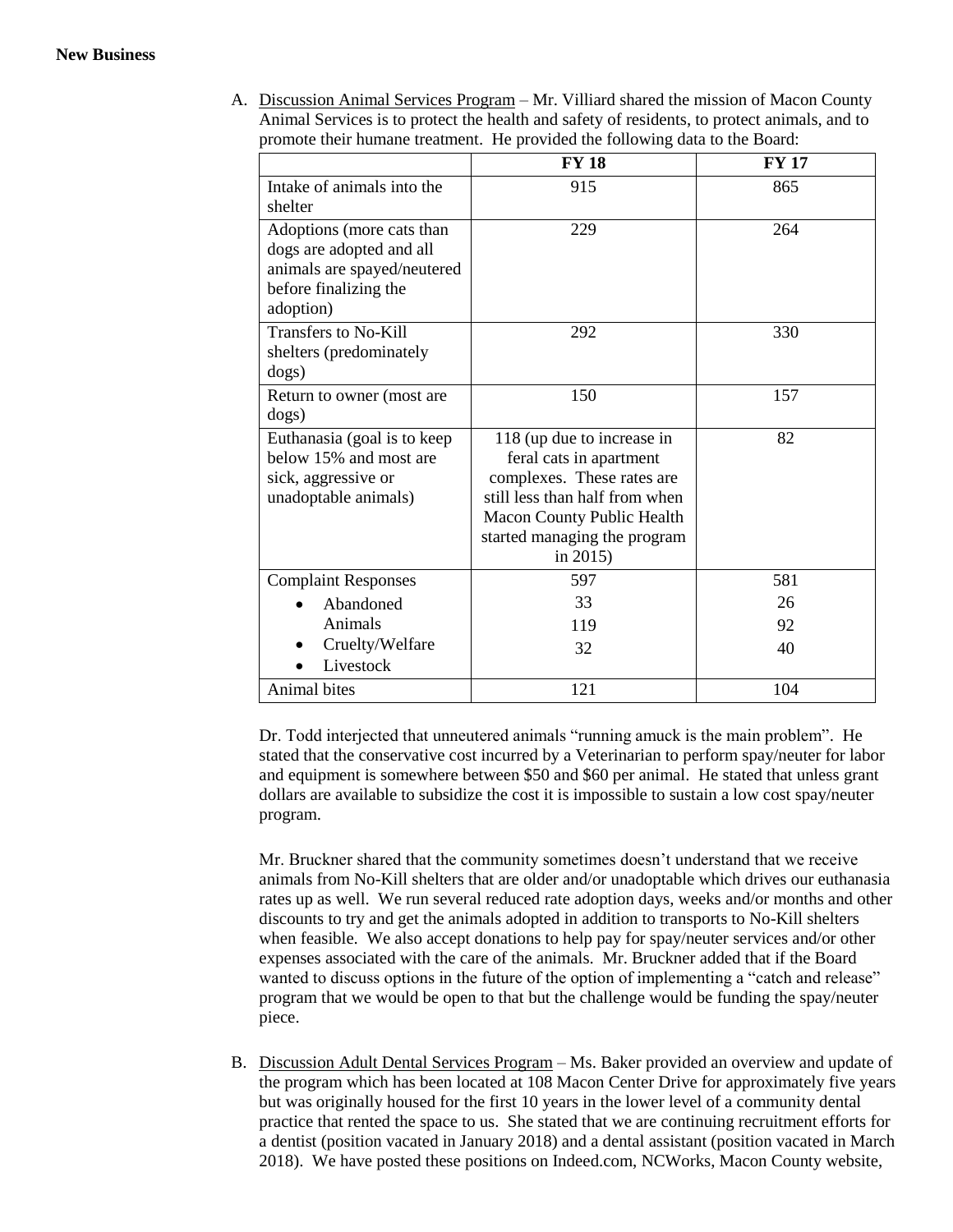**New Business**

A. Discussion Animal Services Program – Mr. Villiard shared the mission of Macon County Animal Services is to protect the health and safety of residents, to protect animals, and to promote their humane treatment. He provided the following data to the Board:

| | **FY 18** | **FY 17** |
|---|---|---|
| Intake of animals into the shelter | 915 | 865 |
| Adoptions (more cats than dogs are adopted and all animals are spayed/neutered before finalizing the adoption) | 229 | 264 |
| Transfers to No-Kill shelters (predominately dogs) | 292 | 330 |
| Return to owner (most are dogs) | 150 | 157 |
| Euthanasia (goal is to keep below 15% and most are sick, aggressive or unadoptable animals) | 118 (up due to increase in feral cats in apartment complexes. These rates are still less than half from when Macon County Public Health started managing the program in 2015) | 82 |
| Complaint Responses<br>• Abandoned Animals<br>• Cruelty/Welfare<br>• Livestock | 597<br>33<br>119<br>32 | 581<br>26<br>92<br>40 |
| Animal bites | 121 | 104 |

Dr. Todd interjected that unneutered animals "running amuck is the main problem". He stated that the conservative cost incurred by a Veterinarian to perform spay/neuter for labor and equipment is somewhere between $50 and $60 per animal. He stated that unless grant dollars are available to subsidize the cost it is impossible to sustain a low cost spay/neuter program.

Mr. Bruckner shared that the community sometimes doesn't understand that we receive animals from No-Kill shelters that are older and/or unadoptable which drives our euthanasia rates up as well. We run several reduced rate adoption days, weeks and/or months and other discounts to try and get the animals adopted in addition to transports to No-Kill shelters when feasible. We also accept donations to help pay for spay/neuter services and/or other expenses associated with the care of the animals. Mr. Bruckner added that if the Board wanted to discuss options in the future of the option of implementing a "catch and release" program that we would be open to that but the challenge would be funding the spay/neuter piece.

B. Discussion Adult Dental Services Program – Ms. Baker provided an overview and update of the program which has been located at 108 Macon Center Drive for approximately five years but was originally housed for the first 10 years in the lower level of a community dental practice that rented the space to us. She stated that we are continuing recruitment efforts for a dentist (position vacated in January 2018) and a dental assistant (position vacated in March 2018). We have posted these positions on Indeed.com, NCWorks, Macon County website,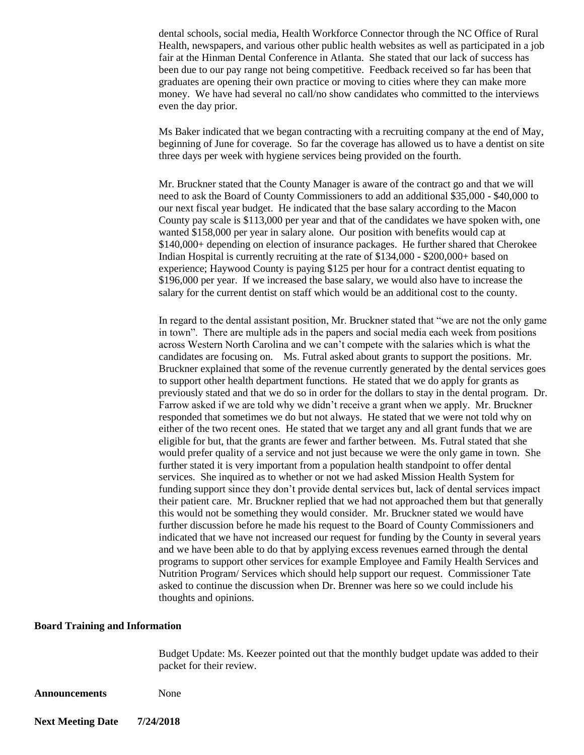dental schools, social media, Health Workforce Connector through the NC Office of Rural Health, newspapers, and various other public health websites as well as participated in a job fair at the Hinman Dental Conference in Atlanta. She stated that our lack of success has been due to our pay range not being competitive. Feedback received so far has been that graduates are opening their own practice or moving to cities where they can make more money. We have had several no call/no show candidates who committed to the interviews even the day prior.

Ms Baker indicated that we began contracting with a recruiting company at the end of May, beginning of June for coverage. So far the coverage has allowed us to have a dentist on site three days per week with hygiene services being provided on the fourth.

Mr. Bruckner stated that the County Manager is aware of the contract go and that we will need to ask the Board of County Commissioners to add an additional $35,000 - $40,000 to our next fiscal year budget. He indicated that the base salary according to the Macon County pay scale is $113,000 per year and that of the candidates we have spoken with, one wanted $158,000 per year in salary alone. Our position with benefits would cap at $140,000+ depending on election of insurance packages. He further shared that Cherokee Indian Hospital is currently recruiting at the rate of $134,000 - $200,000+ based on experience; Haywood County is paying $125 per hour for a contract dentist equating to $196,000 per year. If we increased the base salary, we would also have to increase the salary for the current dentist on staff which would be an additional cost to the county.

In regard to the dental assistant position, Mr. Bruckner stated that "we are not the only game in town". There are multiple ads in the papers and social media each week from positions across Western North Carolina and we can't compete with the salaries which is what the candidates are focusing on. Ms. Futral asked about grants to support the positions. Mr. Bruckner explained that some of the revenue currently generated by the dental services goes to support other health department functions. He stated that we do apply for grants as previously stated and that we do so in order for the dollars to stay in the dental program. Dr. Farrow asked if we are told why we didn't receive a grant when we apply. Mr. Bruckner responded that sometimes we do but not always. He stated that we were not told why on either of the two recent ones. He stated that we target any and all grant funds that we are eligible for but, that the grants are fewer and farther between. Ms. Futral stated that she would prefer quality of a service and not just because we were the only game in town. She further stated it is very important from a population health standpoint to offer dental services. She inquired as to whether or not we had asked Mission Health System for funding support since they don't provide dental services but, lack of dental services impact their patient care. Mr. Bruckner replied that we had not approached them but that generally this would not be something they would consider. Mr. Bruckner stated we would have further discussion before he made his request to the Board of County Commissioners and indicated that we have not increased our request for funding by the County in several years and we have been able to do that by applying excess revenues earned through the dental programs to support other services for example Employee and Family Health Services and Nutrition Program/ Services which should help support our request. Commissioner Tate asked to continue the discussion when Dr. Brenner was here so we could include his thoughts and opinions.

**Board Training and Information**

Budget Update: Ms. Keezer pointed out that the monthly budget update was added to their packet for their review.

**Announcements** None

**Next Meeting Date 7/24/2018**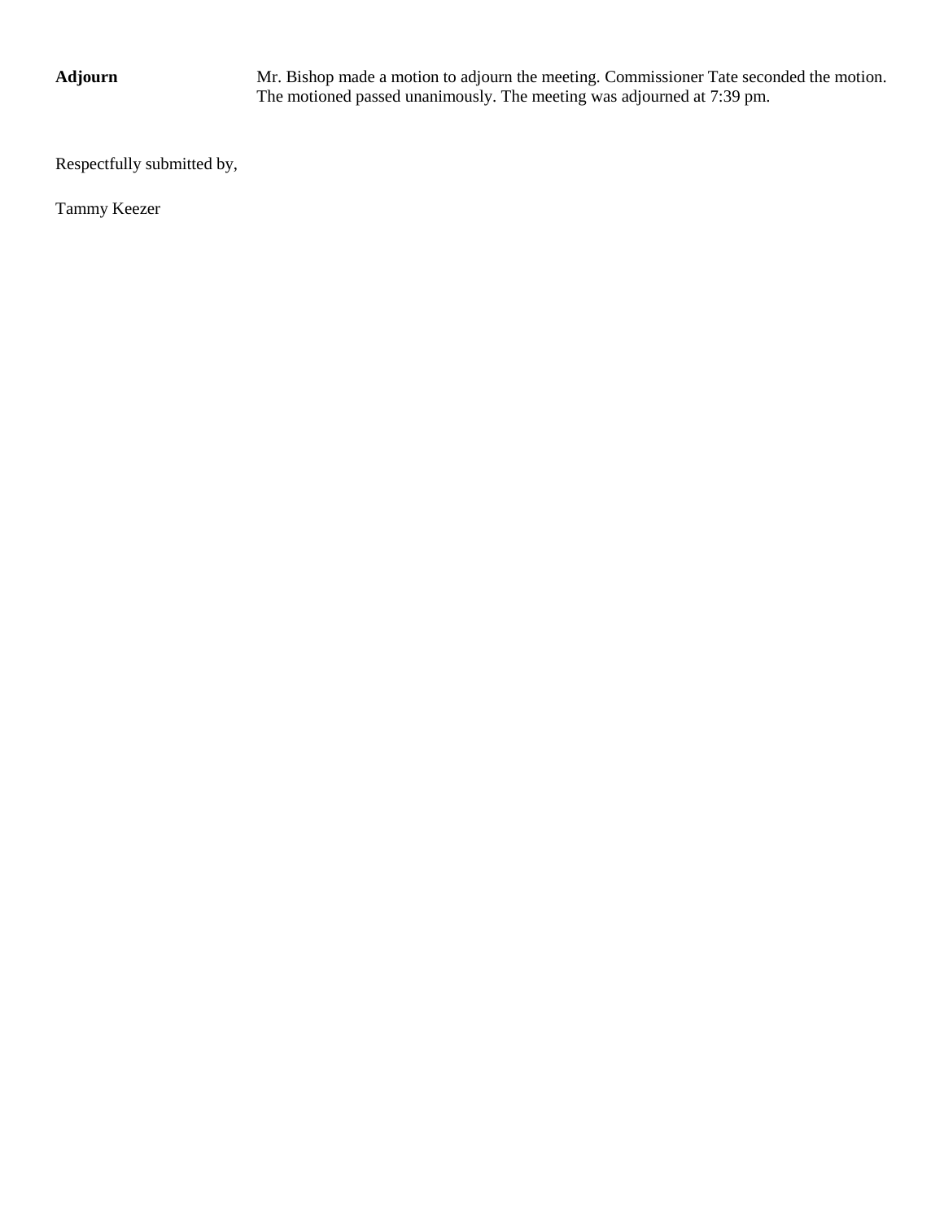**Adjourn** Mr. Bishop made a motion to adjourn the meeting. Commissioner Tate seconded the motion. The motioned passed unanimously. The meeting was adjourned at 7:39 pm.

Respectfully submitted by,

Tammy Keezer